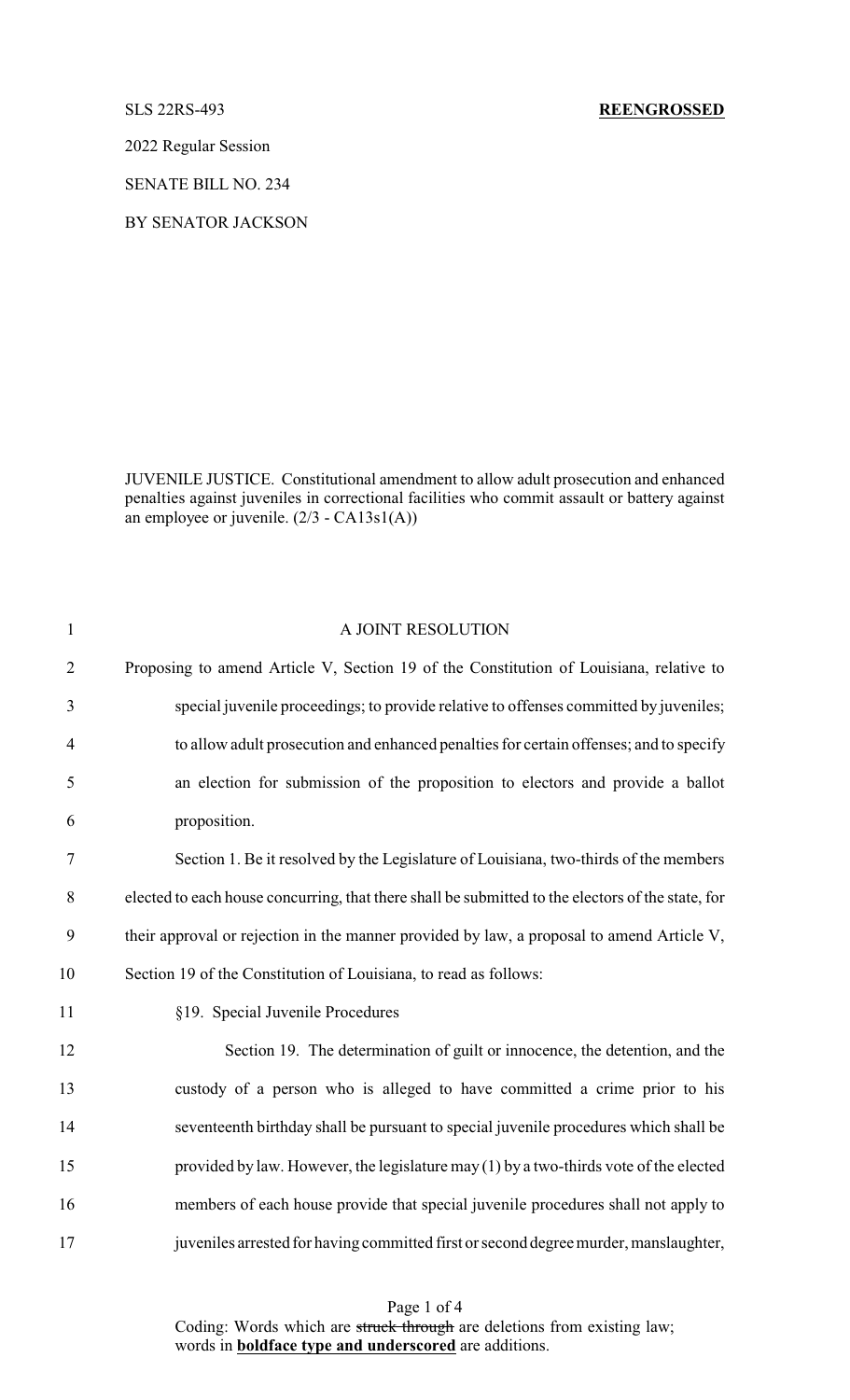SLS 22RS-493 **REENGROSSED**

2022 Regular Session

SENATE BILL NO. 234

BY SENATOR JACKSON

JUVENILE JUSTICE. Constitutional amendment to allow adult prosecution and enhanced penalties against juveniles in correctional facilities who commit assault or battery against an employee or juvenile. (2/3 - CA13s1(A))

A JOINT RESOLUTION

Proposing to amend Article V, Section 19 of the Constitution of Louisiana, relative to special juvenile proceedings; to provide relative to offenses committed by juveniles; to allow adult prosecution and enhanced penalties for certain offenses; and to specify an election for submission of the proposition to electors and provide a ballot proposition.

Section 1. Be it resolved by the Legislature of Louisiana, two-thirds of the members elected to each house concurring, that there shall be submitted to the electors of the state, for their approval or rejection in the manner provided by law, a proposal to amend Article V, Section 19 of the Constitution of Louisiana, to read as follows:

§19. Special Juvenile Procedures

Section 19. The determination of guilt or innocence, the detention, and the custody of a person who is alleged to have committed a crime prior to his seventeenth birthday shall be pursuant to special juvenile procedures which shall be provided by law. However, the legislature may (1) by a two-thirds vote of the elected members of each house provide that special juvenile procedures shall not apply to juveniles arrested for having committed first or second degree murder, manslaughter,

Coding: Words which are ~~struck through~~ are deletions from existing law; words in **boldface type and underscored** are additions.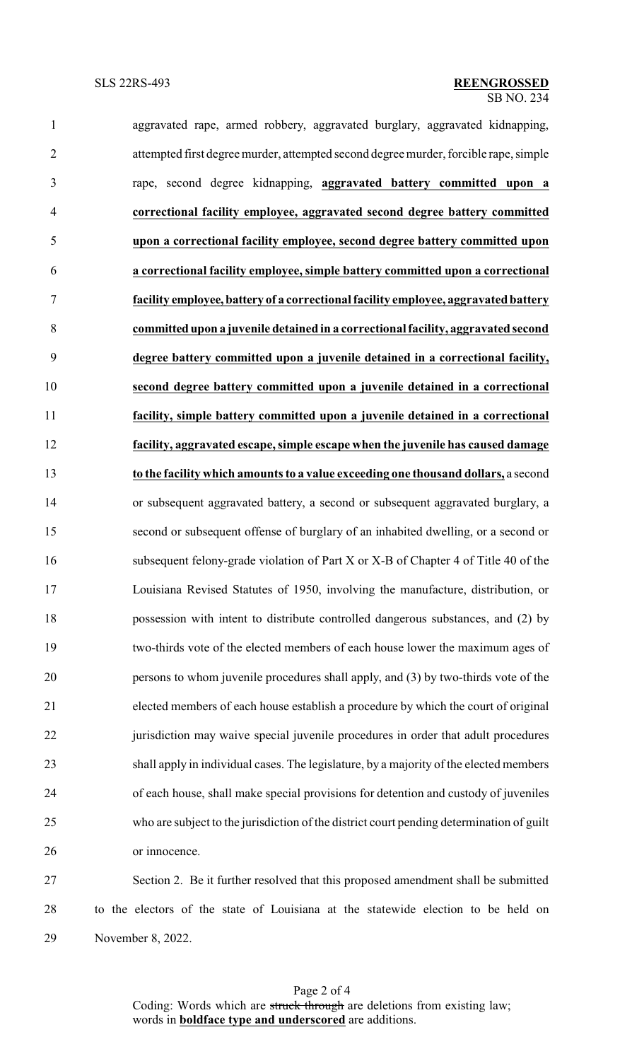aggravated rape, armed robbery, aggravated burglary, aggravated kidnapping, attempted first degree murder, attempted second degree murder, forcible rape, simple rape, second degree kidnapping, **aggravated battery committed upon a correctional facility employee, aggravated second degree battery committed upon a correctional facility employee, second degree battery committed upon a correctional facility employee, simple battery committed upon a correctional facility employee, battery of a correctional facility employee, aggravated battery committed upon a juvenile detained in a correctional facility, aggravated second degree battery committed upon a juvenile detained in a correctional facility, second degree battery committed upon a juvenile detained in a correctional facility, simple battery committed upon a juvenile detained in a correctional facility, aggravated escape, simple escape when the juvenile has caused damage to the facility which amounts to a value exceeding one thousand dollars,** a second or subsequent aggravated battery, a second or subsequent aggravated burglary, a second or subsequent offense of burglary of an inhabited dwelling, or a second or subsequent felony-grade violation of Part X or X-B of Chapter 4 of Title 40 of the Louisiana Revised Statutes of 1950, involving the manufacture, distribution, or possession with intent to distribute controlled dangerous substances, and (2) by two-thirds vote of the elected members of each house lower the maximum ages of persons to whom juvenile procedures shall apply, and (3) by two-thirds vote of the elected members of each house establish a procedure by which the court of original jurisdiction may waive special juvenile procedures in order that adult procedures shall apply in individual cases. The legislature, by a majority of the elected members of each house, shall make special provisions for detention and custody of juveniles who are subject to the jurisdiction of the district court pending determination of guilt or innocence.

Section 2. Be it further resolved that this proposed amendment shall be submitted to the electors of the state of Louisiana at the statewide election to be held on November 8, 2022.

Coding: Words which are ~~struck through~~ are deletions from existing law; words in **boldface type and underscored** are additions.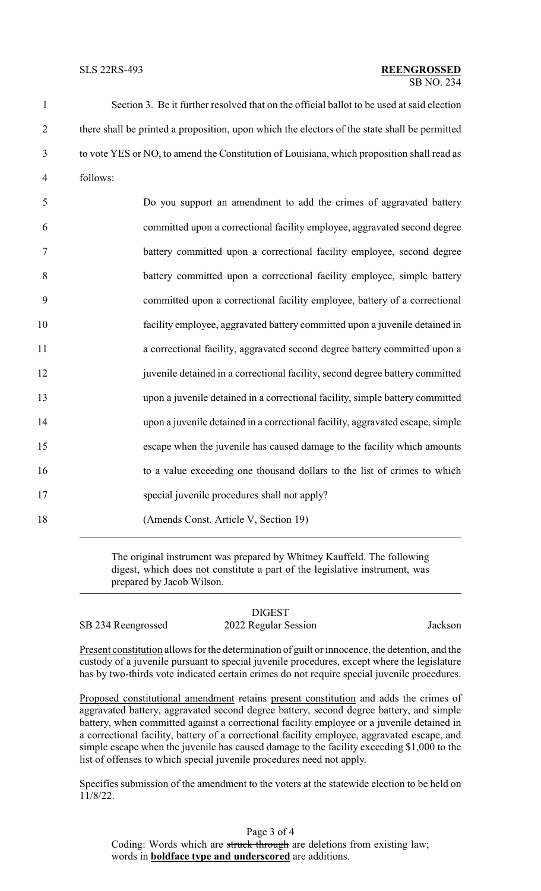Section 3. Be it further resolved that on the official ballot to be used at said election there shall be printed a proposition, upon which the electors of the state shall be permitted to vote YES or NO, to amend the Constitution of Louisiana, which proposition shall read as follows:

> Do you support an amendment to add the crimes of aggravated battery committed upon a correctional facility employee, aggravated second degree battery committed upon a correctional facility employee, second degree battery committed upon a correctional facility employee, simple battery committed upon a correctional facility employee, battery of a correctional facility employee, aggravated battery committed upon a juvenile detained in a correctional facility, aggravated second degree battery committed upon a juvenile detained in a correctional facility, second degree battery committed upon a juvenile detained in a correctional facility, simple battery committed upon a juvenile detained in a correctional facility, aggravated escape, simple escape when the juvenile has caused damage to the facility which amounts to a value exceeding one thousand dollars to the list of crimes to which special juvenile procedures shall not apply?
>
> (Amends Const. Article V, Section 19)

---

The original instrument was prepared by Whitney Kauffeld. The following digest, which does not constitute a part of the legislative instrument, was prepared by Jacob Wilson.

---

DIGEST

SB 234 Reengrossed — 2022 Regular Session — Jackson

Present constitution allows for the determination of guilt or innocence, the detention, and the custody of a juvenile pursuant to special juvenile procedures, except where the legislature has by two-thirds vote indicated certain crimes do not require special juvenile procedures.

Proposed constitutional amendment retains present constitution and adds the crimes of aggravated battery, aggravated second degree battery, second degree battery, and simple battery, when committed against a correctional facility employee or a juvenile detained in a correctional facility, battery of a correctional facility employee, aggravated escape, and simple escape when the juvenile has caused damage to the facility exceeding $1,000 to the list of offenses to which special juvenile procedures need not apply.

Specifies submission of the amendment to the voters at the statewide election to be held on 11/8/22.

Coding: Words which are ~~struck through~~ are deletions from existing law; words in **boldface type and underscored** are additions.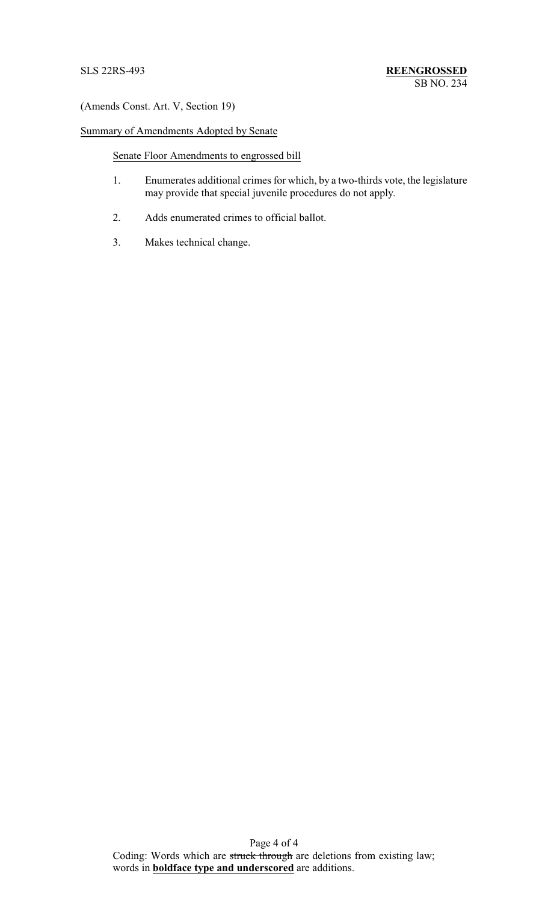(Amends Const. Art. V, Section 19)

Summary of Amendments Adopted by Senate

Senate Floor Amendments to engrossed bill

1. Enumerates additional crimes for which, by a two-thirds vote, the legislature may provide that special juvenile procedures do not apply.

2. Adds enumerated crimes to official ballot.

3. Makes technical change.

Coding: Words which are ~~struck through~~ are deletions from existing law; words in **boldface type and underscored** are additions.